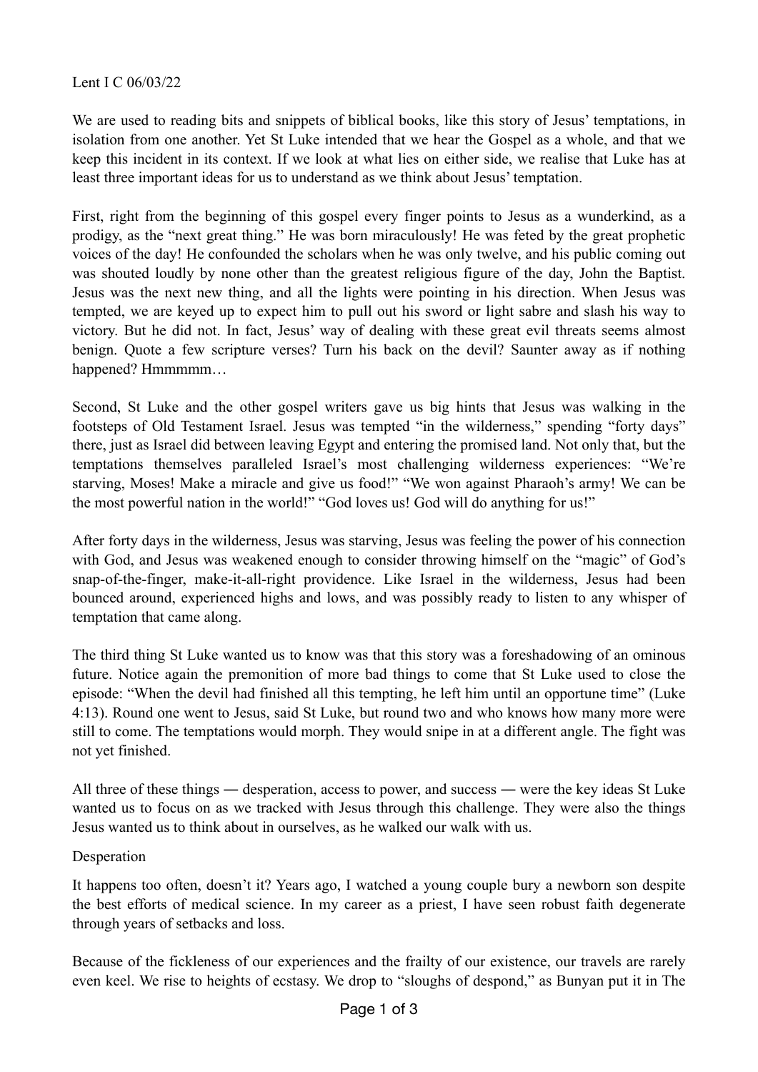Lent I C 06/03/22

We are used to reading bits and snippets of biblical books, like this story of Jesus' temptations, in isolation from one another. Yet St Luke intended that we hear the Gospel as a whole, and that we keep this incident in its context. If we look at what lies on either side, we realise that Luke has at least three important ideas for us to understand as we think about Jesus' temptation.

First, right from the beginning of this gospel every finger points to Jesus as a wunderkind, as a prodigy, as the "next great thing." He was born miraculously! He was feted by the great prophetic voices of the day! He confounded the scholars when he was only twelve, and his public coming out was shouted loudly by none other than the greatest religious figure of the day, John the Baptist. Jesus was the next new thing, and all the lights were pointing in his direction. When Jesus was tempted, we are keyed up to expect him to pull out his sword or light sabre and slash his way to victory. But he did not. In fact, Jesus' way of dealing with these great evil threats seems almost benign. Quote a few scripture verses? Turn his back on the devil? Saunter away as if nothing happened? Hmmmmm…

Second, St Luke and the other gospel writers gave us big hints that Jesus was walking in the footsteps of Old Testament Israel. Jesus was tempted "in the wilderness," spending "forty days" there, just as Israel did between leaving Egypt and entering the promised land. Not only that, but the temptations themselves paralleled Israel's most challenging wilderness experiences: "We're starving, Moses! Make a miracle and give us food!" "We won against Pharaoh's army! We can be the most powerful nation in the world!" "God loves us! God will do anything for us!"

After forty days in the wilderness, Jesus was starving, Jesus was feeling the power of his connection with God, and Jesus was weakened enough to consider throwing himself on the "magic" of God's snap-of-the-finger, make-it-all-right providence. Like Israel in the wilderness, Jesus had been bounced around, experienced highs and lows, and was possibly ready to listen to any whisper of temptation that came along.

The third thing St Luke wanted us to know was that this story was a foreshadowing of an ominous future. Notice again the premonition of more bad things to come that St Luke used to close the episode: "When the devil had finished all this tempting, he left him until an opportune time" (Luke 4:13). Round one went to Jesus, said St Luke, but round two and who knows how many more were still to come. The temptations would morph. They would snipe in at a different angle. The fight was not yet finished.

All three of these things — desperation, access to power, and success — were the key ideas St Luke wanted us to focus on as we tracked with Jesus through this challenge. They were also the things Jesus wanted us to think about in ourselves, as he walked our walk with us.

Desperation

It happens too often, doesn't it? Years ago, I watched a young couple bury a newborn son despite the best efforts of medical science. In my career as a priest, I have seen robust faith degenerate through years of setbacks and loss.

Because of the fickleness of our experiences and the frailty of our existence, our travels are rarely even keel. We rise to heights of ecstasy. We drop to "sloughs of despond," as Bunyan put it in The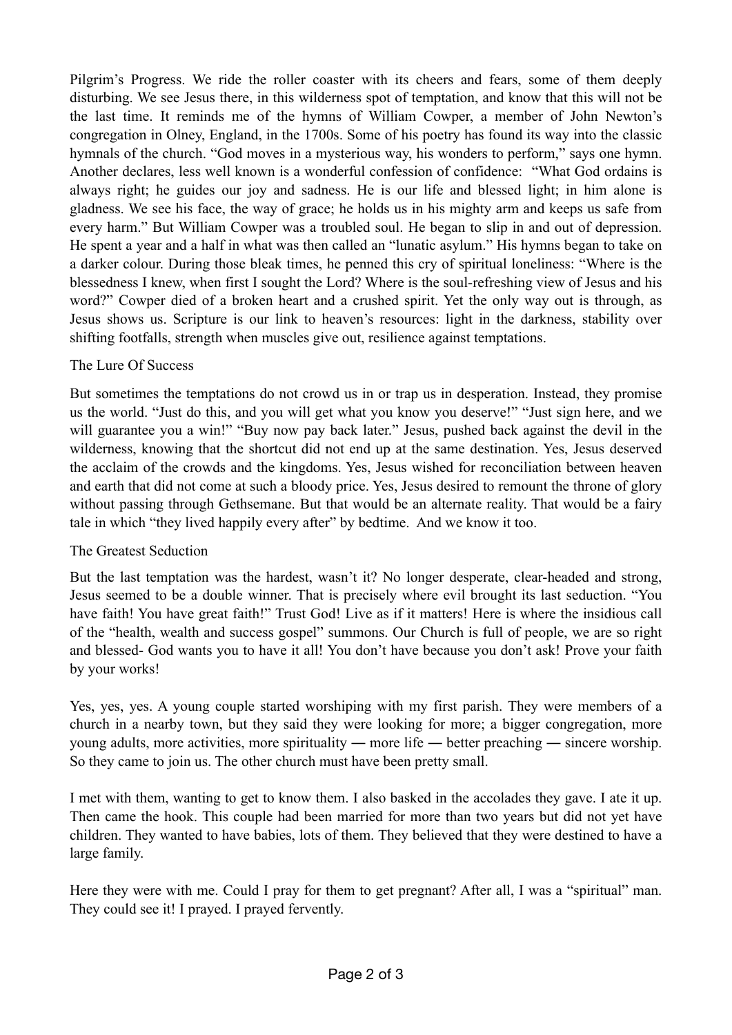Pilgrim's Progress. We ride the roller coaster with its cheers and fears, some of them deeply disturbing. We see Jesus there, in this wilderness spot of temptation, and know that this will not be the last time. It reminds me of the hymns of William Cowper, a member of John Newton's congregation in Olney, England, in the 1700s. Some of his poetry has found its way into the classic hymnals of the church. "God moves in a mysterious way, his wonders to perform," says one hymn. Another declares, less well known is a wonderful confession of confidence: "What God ordains is always right; he guides our joy and sadness. He is our life and blessed light; in him alone is gladness. We see his face, the way of grace; he holds us in his mighty arm and keeps us safe from every harm." But William Cowper was a troubled soul. He began to slip in and out of depression. He spent a year and a half in what was then called an "lunatic asylum." His hymns began to take on a darker colour. During those bleak times, he penned this cry of spiritual loneliness: "Where is the blessedness I knew, when first I sought the Lord? Where is the soul-refreshing view of Jesus and his word?" Cowper died of a broken heart and a crushed spirit. Yet the only way out is through, as Jesus shows us. Scripture is our link to heaven's resources: light in the darkness, stability over shifting footfalls, strength when muscles give out, resilience against temptations.

## The Lure Of Success

But sometimes the temptations do not crowd us in or trap us in desperation. Instead, they promise us the world. "Just do this, and you will get what you know you deserve!" "Just sign here, and we will guarantee you a win!" "Buy now pay back later." Jesus, pushed back against the devil in the wilderness, knowing that the shortcut did not end up at the same destination. Yes, Jesus deserved the acclaim of the crowds and the kingdoms. Yes, Jesus wished for reconciliation between heaven and earth that did not come at such a bloody price. Yes, Jesus desired to remount the throne of glory without passing through Gethsemane. But that would be an alternate reality. That would be a fairy tale in which "they lived happily every after" by bedtime. And we know it too.

## The Greatest Seduction

But the last temptation was the hardest, wasn't it? No longer desperate, clear-headed and strong, Jesus seemed to be a double winner. That is precisely where evil brought its last seduction. "You have faith! You have great faith!" Trust God! Live as if it matters! Here is where the insidious call of the "health, wealth and success gospel" summons. Our Church is full of people, we are so right and blessed- God wants you to have it all! You don't have because you don't ask! Prove your faith by your works!

Yes, yes, yes. A young couple started worshiping with my first parish. They were members of a church in a nearby town, but they said they were looking for more; a bigger congregation, more young adults, more activities, more spirituality — more life — better preaching — sincere worship. So they came to join us. The other church must have been pretty small.

I met with them, wanting to get to know them. I also basked in the accolades they gave. I ate it up. Then came the hook. This couple had been married for more than two years but did not yet have children. They wanted to have babies, lots of them. They believed that they were destined to have a large family.

Here they were with me. Could I pray for them to get pregnant? After all, I was a "spiritual" man. They could see it! I prayed. I prayed fervently.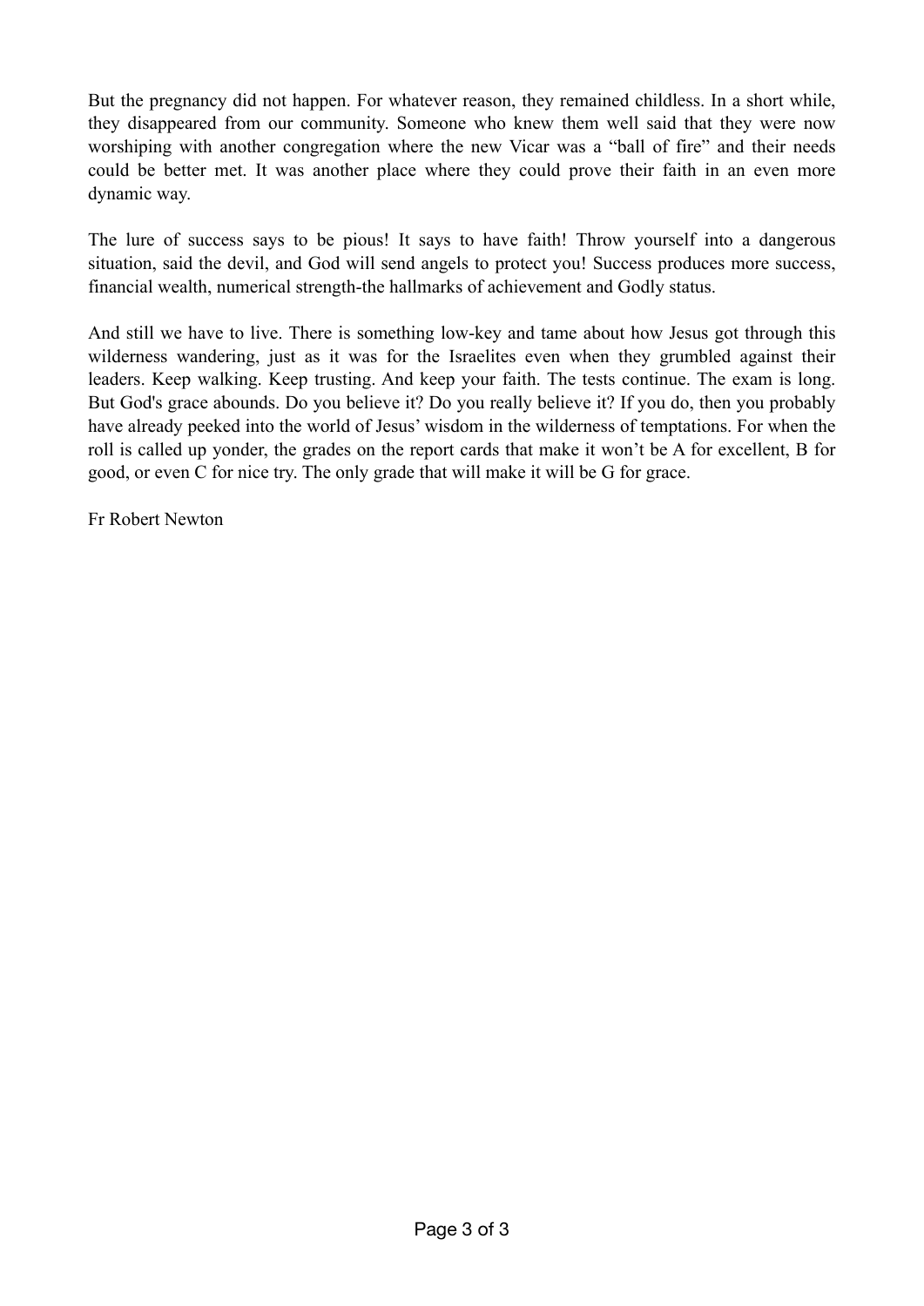But the pregnancy did not happen. For whatever reason, they remained childless. In a short while, they disappeared from our community. Someone who knew them well said that they were now worshiping with another congregation where the new Vicar was a "ball of fire" and their needs could be better met. It was another place where they could prove their faith in an even more dynamic way.

The lure of success says to be pious! It says to have faith! Throw yourself into a dangerous situation, said the devil, and God will send angels to protect you! Success produces more success, financial wealth, numerical strength-the hallmarks of achievement and Godly status.

And still we have to live. There is something low-key and tame about how Jesus got through this wilderness wandering, just as it was for the Israelites even when they grumbled against their leaders. Keep walking. Keep trusting. And keep your faith. The tests continue. The exam is long. But God's grace abounds. Do you believe it? Do you really believe it? If you do, then you probably have already peeked into the world of Jesus' wisdom in the wilderness of temptations. For when the roll is called up yonder, the grades on the report cards that make it won't be A for excellent, B for good, or even C for nice try. The only grade that will make it will be G for grace.

Fr Robert Newton